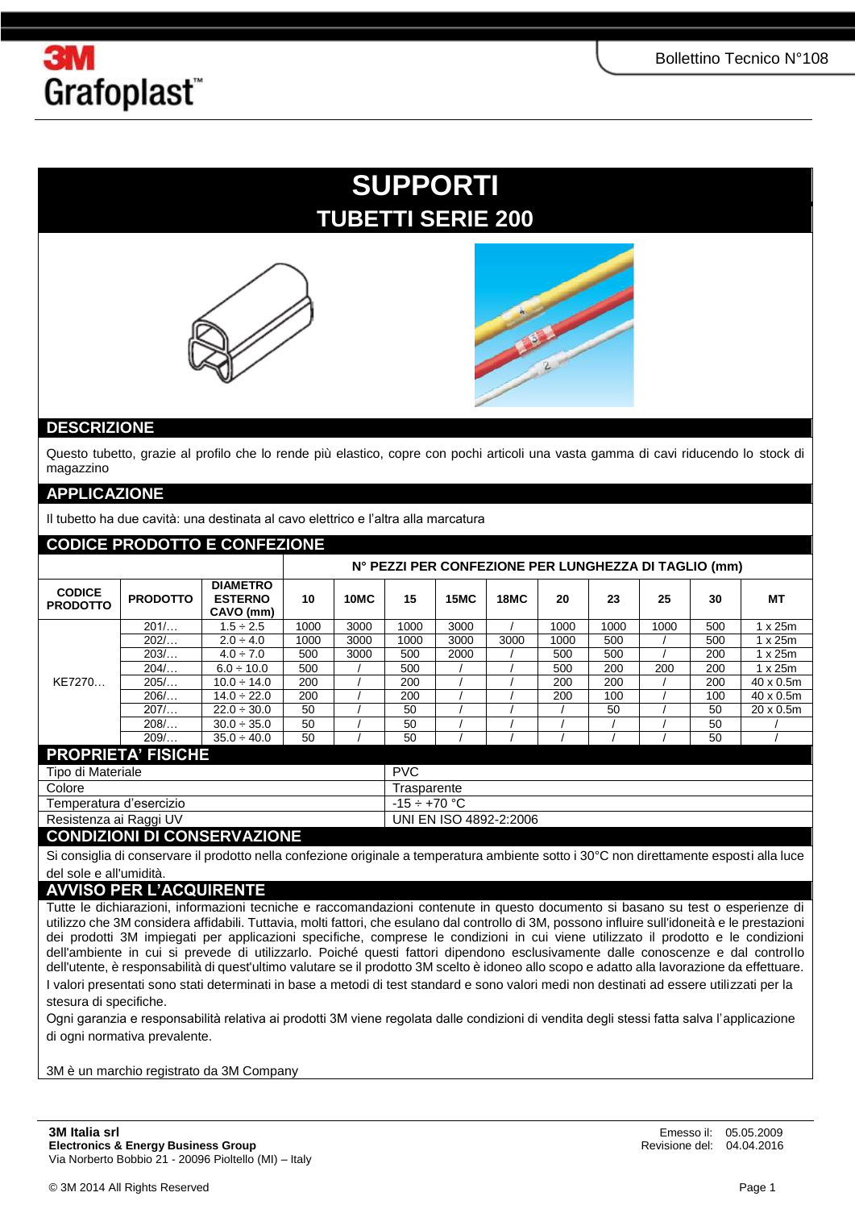# SUPPORTI

## TUBETTI SERIE 200

## DESCRIZIONE

Questo tubetto, grazie al profilo che lo rende più elastico, copre con pochi articoli una vasta gamma di cavi riducendo lo stock di magazzino

## APPLICAZIONE

Il tubetto ha due cavità: una destinata al cavo elettrico e l'altra alla marcatura

## CODICE PRODOTTO E CONFEZIONE

| | | | N° PEZZI PER CONFEZIONE PER LUNGHEZZA DI TAGLIO (mm) | | | | | | | | | |
|---|---|---|---|---|---|---|---|---|---|---|---|---|
| **CODICE PRODOTTO** | **PRODOTTO** | **DIAMETRO ESTERNO CAVO (mm)** | **10** | **10MC** | **15** | **15MC** | **18MC** | **20** | **23** | **25** | **30** | **MT** |
| KE7270… | 201/… | 1.5 ÷ 2.5 | 1000 | 3000 | 1000 | 3000 | / | 1000 | 1000 | 1000 | 500 | 1 x 25m |
| | 202/… | 2.0 ÷ 4.0 | 1000 | 3000 | 1000 | 3000 | 3000 | 1000 | 500 | / | 500 | 1 x 25m |
| | 203/… | 4.0 ÷ 7.0 | 500 | 3000 | 500 | 2000 | / | 500 | 500 | / | 200 | 1 x 25m |
| | 204/… | 6.0 ÷ 10.0 | 500 | / | 500 | / | / | 500 | 200 | 200 | 200 | 1 x 25m |
| | 205/… | 10.0 ÷ 14.0 | 200 | / | 200 | / | / | 200 | 200 | / | 200 | 40 x 0.5m |
| | 206/… | 14.0 ÷ 22.0 | 200 | / | 200 | / | / | 200 | 100 | / | 100 | 40 x 0.5m |
| | 207/… | 22.0 ÷ 30.0 | 50 | / | 50 | / | / | / | 50 | / | 50 | 20 x 0.5m |
| | 208/… | 30.0 ÷ 35.0 | 50 | / | 50 | / | / | / | / | / | 50 | / |
| | 209/… | 35.0 ÷ 40.0 | 50 | / | 50 | / | / | / | / | / | 50 | / |

## PROPRIETA' FISICHE

| | |
|---|---|
| Tipo di Materiale | PVC |
| Colore | Trasparente |
| Temperatura d'esercizio | -15 ÷ +70 °C |
| Resistenza ai Raggi UV | UNI EN ISO 4892-2:2006 |

## CONDIZIONI DI CONSERVAZIONE

Si consiglia di conservare il prodotto nella confezione originale a temperatura ambiente sotto i 30°C non direttamente esposti alla luce del sole e all'umidità.

## AVVISO PER L'ACQUIRENTE

Tutte le dichiarazioni, informazioni tecniche e raccomandazioni contenute in questo documento si basano su test o esperienze di utilizzo che 3M considera affidabili. Tuttavia, molti fattori, che esulano dal controllo di 3M, possono influire sull'idoneità e le prestazioni dei prodotti 3M impiegati per applicazioni specifiche, comprese le condizioni in cui viene utilizzato il prodotto e le condizioni dell'ambiente in cui si prevede di utilizzarlo. Poiché questi fattori dipendono esclusivamente dalle conoscenze e dal controllo dell'utente, è responsabilità di quest'ultimo valutare se il prodotto 3M scelto è idoneo allo scopo e adatto alla lavorazione da effettuare.

I valori presentati sono stati determinati in base a metodi di test standard e sono valori medi non destinati ad essere utilizzati per la stesura di specifiche.

Ogni garanzia e responsabilità relativa ai prodotti 3M viene regolata dalle condizioni di vendita degli stessi fatta salva l'applicazione di ogni normativa prevalente.

3M è un marchio registrato da 3M Company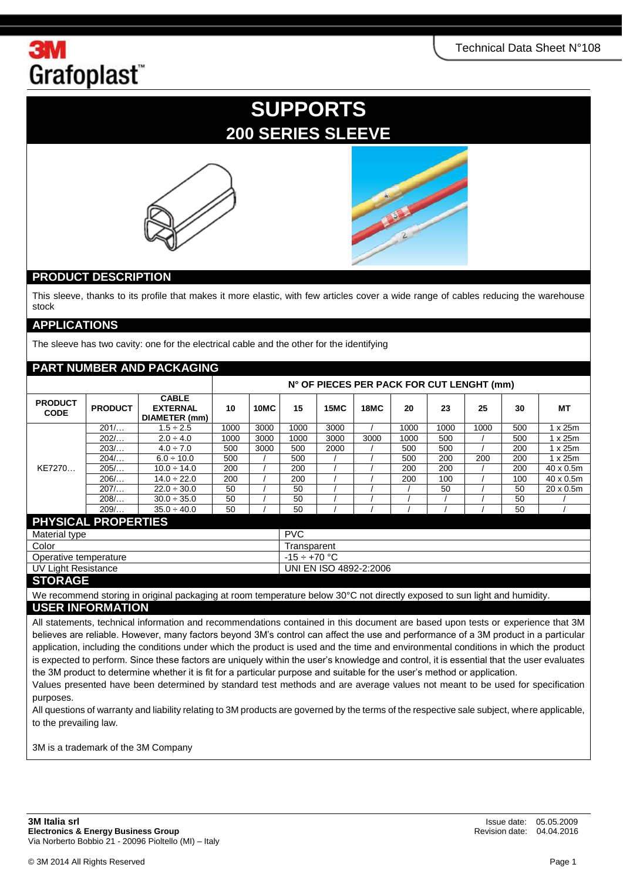Technical Data Sheet N°108

# SUPPORTS

## 200 SERIES SLEEVE

## PRODUCT DESCRIPTION

This sleeve, thanks to its profile that makes it more elastic, with few articles cover a wide range of cables reducing the warehouse stock

## APPLICATIONS

The sleeve has two cavity: one for the electrical cable and the other for the identifying

## PART NUMBER AND PACKAGING

| | | | N° OF PIECES PER PACK FOR CUT LENGHT (mm) | | | | | | | | | |
|---|---|---|---|---|---|---|---|---|---|---|---|---|
| PRODUCT CODE | PRODUCT | CABLE EXTERNAL DIAMETER (mm) | 10 | 10MC | 15 | 15MC | 18MC | 20 | 23 | 25 | 30 | MT |
| KE7270… | 201/… | 1.5 ÷ 2.5 | 1000 | 3000 | 1000 | 3000 | / | 1000 | 1000 | 1000 | 500 | 1 x 25m |
| | 202/… | 2.0 ÷ 4.0 | 1000 | 3000 | 1000 | 3000 | 3000 | 1000 | 500 | / | 500 | 1 x 25m |
| | 203/… | 4.0 ÷ 7.0 | 500 | 3000 | 500 | 2000 | / | 500 | 500 | / | 200 | 1 x 25m |
| | 204/… | 6.0 ÷ 10.0 | 500 | / | 500 | / | / | 500 | 200 | 200 | 200 | 1 x 25m |
| | 205/… | 10.0 ÷ 14.0 | 200 | / | 200 | / | / | 200 | 200 | / | 200 | 40 x 0.5m |
| | 206/… | 14.0 ÷ 22.0 | 200 | / | 200 | / | / | 200 | 100 | / | 100 | 40 x 0.5m |
| | 207/… | 22.0 ÷ 30.0 | 50 | / | 50 | / | / | / | 50 | / | 50 | 20 x 0.5m |
| | 208/… | 30.0 ÷ 35.0 | 50 | / | 50 | / | / | / | / | / | 50 | / |
| | 209/… | 35.0 ÷ 40.0 | 50 | / | 50 | / | / | / | / | / | 50 | / |

## PHYSICAL PROPERTIES

| | |
|---|---|
| Material type | PVC |
| Color | Transparent |
| Operative temperature | -15 ÷ +70 °C |
| UV Light Resistance | UNI EN ISO 4892-2:2006 |

## STORAGE

We recommend storing in original packaging at room temperature below 30°C not directly exposed to sun light and humidity.

## USER INFORMATION

All statements, technical information and recommendations contained in this document are based upon tests or experience that 3M believes are reliable. However, many factors beyond 3M's control can affect the use and performance of a 3M product in a particular application, including the conditions under which the product is used and the time and environmental conditions in which the product is expected to perform. Since these factors are uniquely within the user's knowledge and control, it is essential that the user evaluates the 3M product to determine whether it is fit for a particular purpose and suitable for the user's method or application.

Values presented have been determined by standard test methods and are average values not meant to be used for specification purposes.

All questions of warranty and liability relating to 3M products are governed by the terms of the respective sale subject, where applicable, to the prevailing law.

3M is a trademark of the 3M Company

**3M Italia srl**
**Electronics & Energy Business Group**
Via Norberto Bobbio 21 - 20096 Pioltello (MI) – Italy

Issue date: 05.05.2009
Revision date: 04.04.2016

© 3M 2014 All Rights Reserved